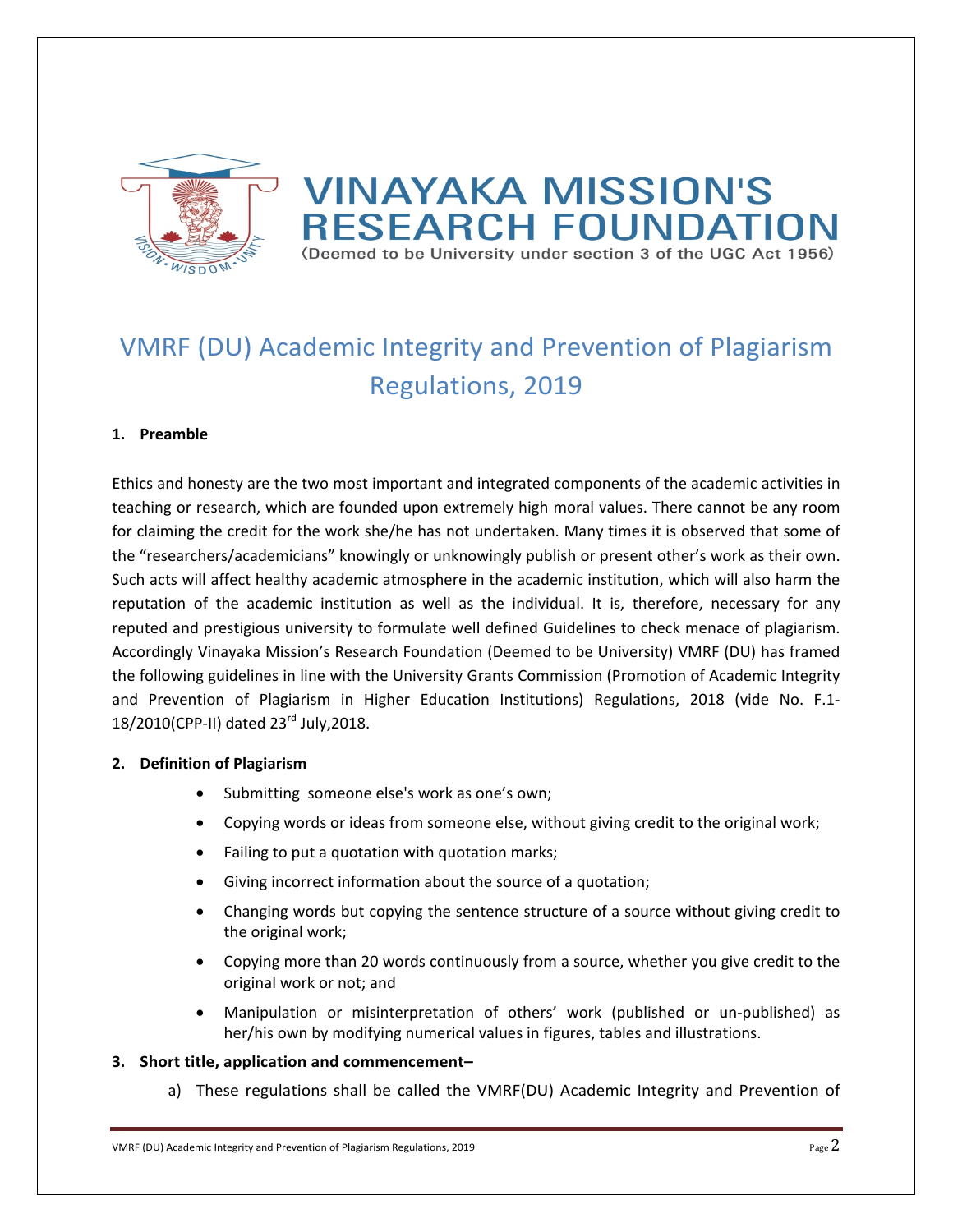# VINAYAKA MISSION'S RESEARCH FOUNDATION

(Deemed to be University under section 3 of the UGC Act 1956)

# VMRF (DU) Academic Integrity and Prevention of Plagiarism Regulations, 2019

**1. Preamble**

Ethics and honesty are the two most important and integrated components of the academic activities in teaching or research, which are founded upon extremely high moral values. There cannot be any room for claiming the credit for the work she/he has not undertaken. Many times it is observed that some of the "researchers/academicians" knowingly or unknowingly publish or present other's work as their own. Such acts will affect healthy academic atmosphere in the academic institution, which will also harm the reputation of the academic institution as well as the individual. It is, therefore, necessary for any reputed and prestigious university to formulate well defined Guidelines to check menace of plagiarism. Accordingly Vinayaka Mission's Research Foundation (Deemed to be University) VMRF (DU) has framed the following guidelines in line with the University Grants Commission (Promotion of Academic Integrity and Prevention of Plagiarism in Higher Education Institutions) Regulations, 2018 (vide No. F.1-18/2010(CPP-II) dated 23rd July,2018.

**2. Definition of Plagiarism**

- Submitting someone else's work as one's own;
- Copying words or ideas from someone else, without giving credit to the original work;
- Failing to put a quotation with quotation marks;
- Giving incorrect information about the source of a quotation;
- Changing words but copying the sentence structure of a source without giving credit to the original work;
- Copying more than 20 words continuously from a source, whether you give credit to the original work or not; and
- Manipulation or misinterpretation of others' work (published or un-published) as her/his own by modifying numerical values in figures, tables and illustrations.

**3. Short title, application and commencement–**

a) These regulations shall be called the VMRF(DU) Academic Integrity and Prevention of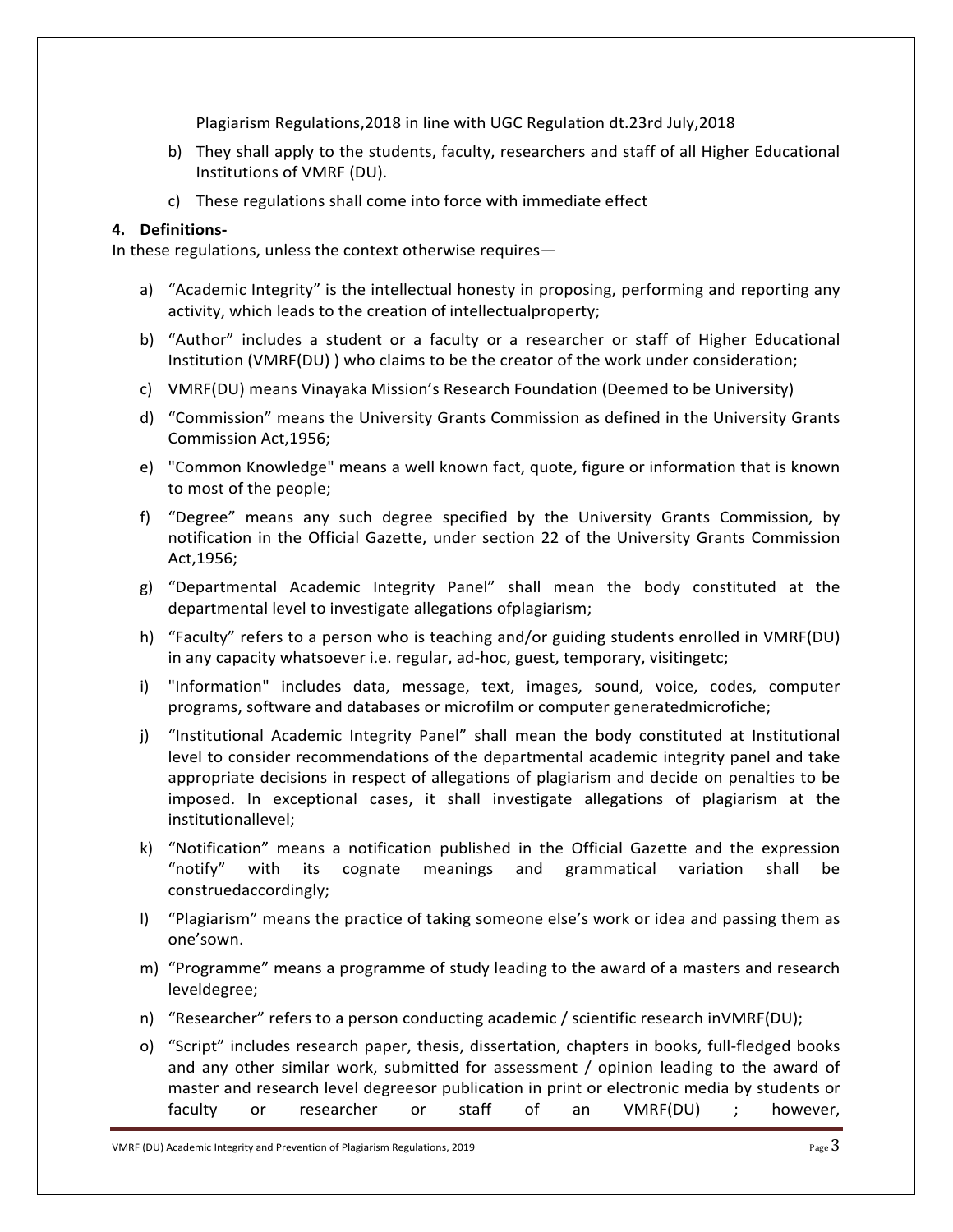Plagiarism Regulations,2018 in line with UGC Regulation dt.23rd July,2018

b) They shall apply to the students, faculty, researchers and staff of all Higher Educational Institutions of VMRF (DU).

c) These regulations shall come into force with immediate effect

**4. Definitions-**

In these regulations, unless the context otherwise requires—

a) “Academic Integrity” is the intellectual honesty in proposing, performing and reporting any activity, which leads to the creation of intellectualproperty;

b) “Author” includes a student or a faculty or a researcher or staff of Higher Educational Institution (VMRF(DU) ) who claims to be the creator of the work under consideration;

c) VMRF(DU) means Vinayaka Mission’s Research Foundation (Deemed to be University)

d) “Commission” means the University Grants Commission as defined in the University Grants Commission Act,1956;

e) "Common Knowledge" means a well known fact, quote, figure or information that is known to most of the people;

f) “Degree” means any such degree specified by the University Grants Commission, by notification in the Official Gazette, under section 22 of the University Grants Commission Act,1956;

g) “Departmental Academic Integrity Panel” shall mean the body constituted at the departmental level to investigate allegations ofplagiarism;

h) “Faculty” refers to a person who is teaching and/or guiding students enrolled in VMRF(DU) in any capacity whatsoever i.e. regular, ad-hoc, guest, temporary, visitingetc;

i) "Information" includes data, message, text, images, sound, voice, codes, computer programs, software and databases or microfilm or computer generatedmicrofiche;

j) “Institutional Academic Integrity Panel” shall mean the body constituted at Institutional level to consider recommendations of the departmental academic integrity panel and take appropriate decisions in respect of allegations of plagiarism and decide on penalties to be imposed. In exceptional cases, it shall investigate allegations of plagiarism at the institutionallevel;

k) “Notification” means a notification published in the Official Gazette and the expression “notify” with its cognate meanings and grammatical variation shall be construedaccordingly;

l) “Plagiarism” means the practice of taking someone else’s work or idea and passing them as one’sown.

m) “Programme” means a programme of study leading to the award of a masters and research leveldegree;

n) “Researcher” refers to a person conducting academic / scientific research inVMRF(DU);

o) “Script” includes research paper, thesis, dissertation, chapters in books, full-fledged books and any other similar work, submitted for assessment / opinion leading to the award of master and research level degreesor publication in print or electronic media by students or faculty or researcher or staff of an VMRF(DU) ; however,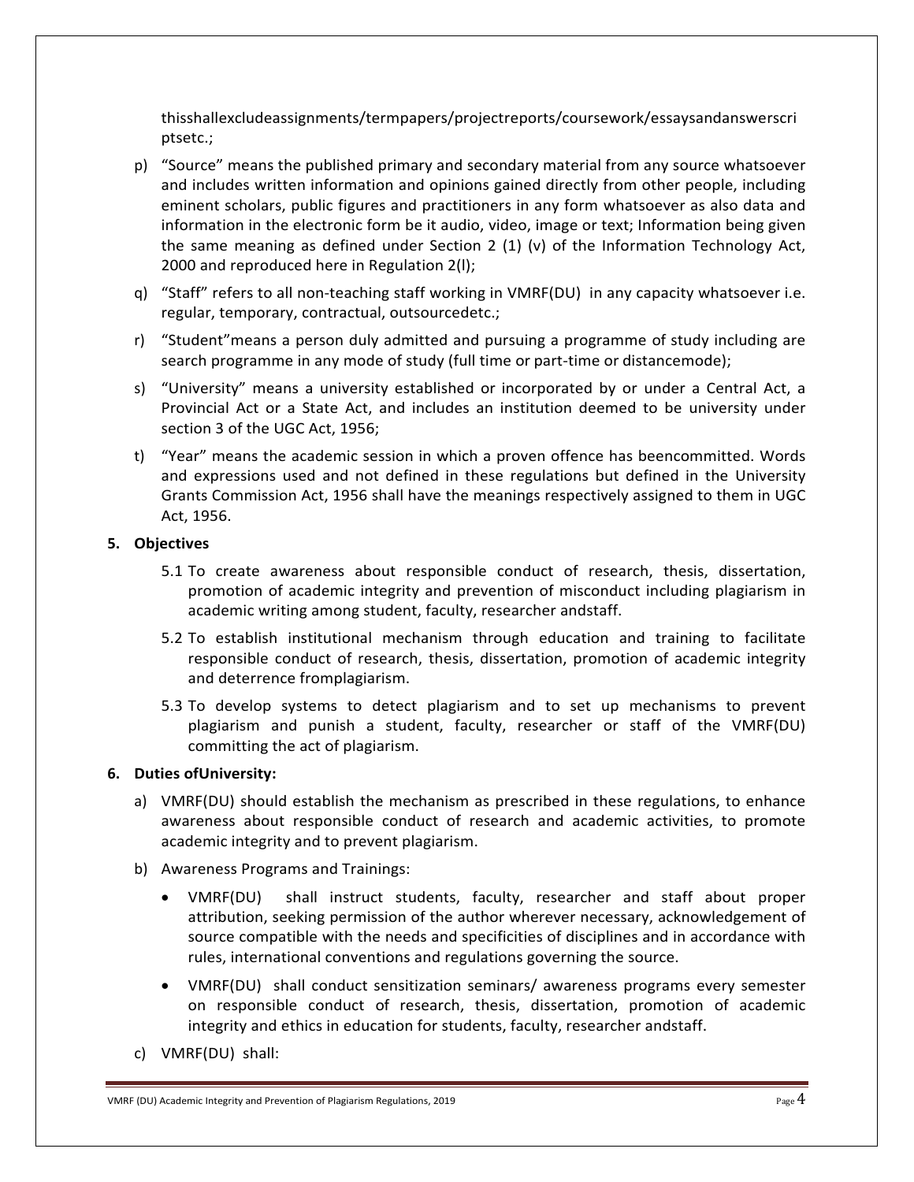thisshallexcludeassignments/termpapers/projectreports/coursework/essaysandanswerscriptsetc.;

p) "Source" means the published primary and secondary material from any source whatsoever and includes written information and opinions gained directly from other people, including eminent scholars, public figures and practitioners in any form whatsoever as also data and information in the electronic form be it audio, video, image or text; Information being given the same meaning as defined under Section 2 (1) (v) of the Information Technology Act, 2000 and reproduced here in Regulation 2(l);

q) "Staff" refers to all non-teaching staff working in VMRF(DU) in any capacity whatsoever i.e. regular, temporary, contractual, outsourcedetc.;

r) "Student"means a person duly admitted and pursuing a programme of study including are search programme in any mode of study (full time or part-time or distancemode);

s) "University" means a university established or incorporated by or under a Central Act, a Provincial Act or a State Act, and includes an institution deemed to be university under section 3 of the UGC Act, 1956;

t) "Year" means the academic session in which a proven offence has beencommitted. Words and expressions used and not defined in these regulations but defined in the University Grants Commission Act, 1956 shall have the meanings respectively assigned to them in UGC Act, 1956.

**5. Objectives**

5.1 To create awareness about responsible conduct of research, thesis, dissertation, promotion of academic integrity and prevention of misconduct including plagiarism in academic writing among student, faculty, researcher andstaff.

5.2 To establish institutional mechanism through education and training to facilitate responsible conduct of research, thesis, dissertation, promotion of academic integrity and deterrence fromplagiarism.

5.3 To develop systems to detect plagiarism and to set up mechanisms to prevent plagiarism and punish a student, faculty, researcher or staff of the VMRF(DU) committing the act of plagiarism.

**6. Duties ofUniversity:**

a) VMRF(DU) should establish the mechanism as prescribed in these regulations, to enhance awareness about responsible conduct of research and academic activities, to promote academic integrity and to prevent plagiarism.

b) Awareness Programs and Trainings:

- VMRF(DU) shall instruct students, faculty, researcher and staff about proper attribution, seeking permission of the author wherever necessary, acknowledgement of source compatible with the needs and specificities of disciplines and in accordance with rules, international conventions and regulations governing the source.
- VMRF(DU) shall conduct sensitization seminars/ awareness programs every semester on responsible conduct of research, thesis, dissertation, promotion of academic integrity and ethics in education for students, faculty, researcher andstaff.

c) VMRF(DU) shall: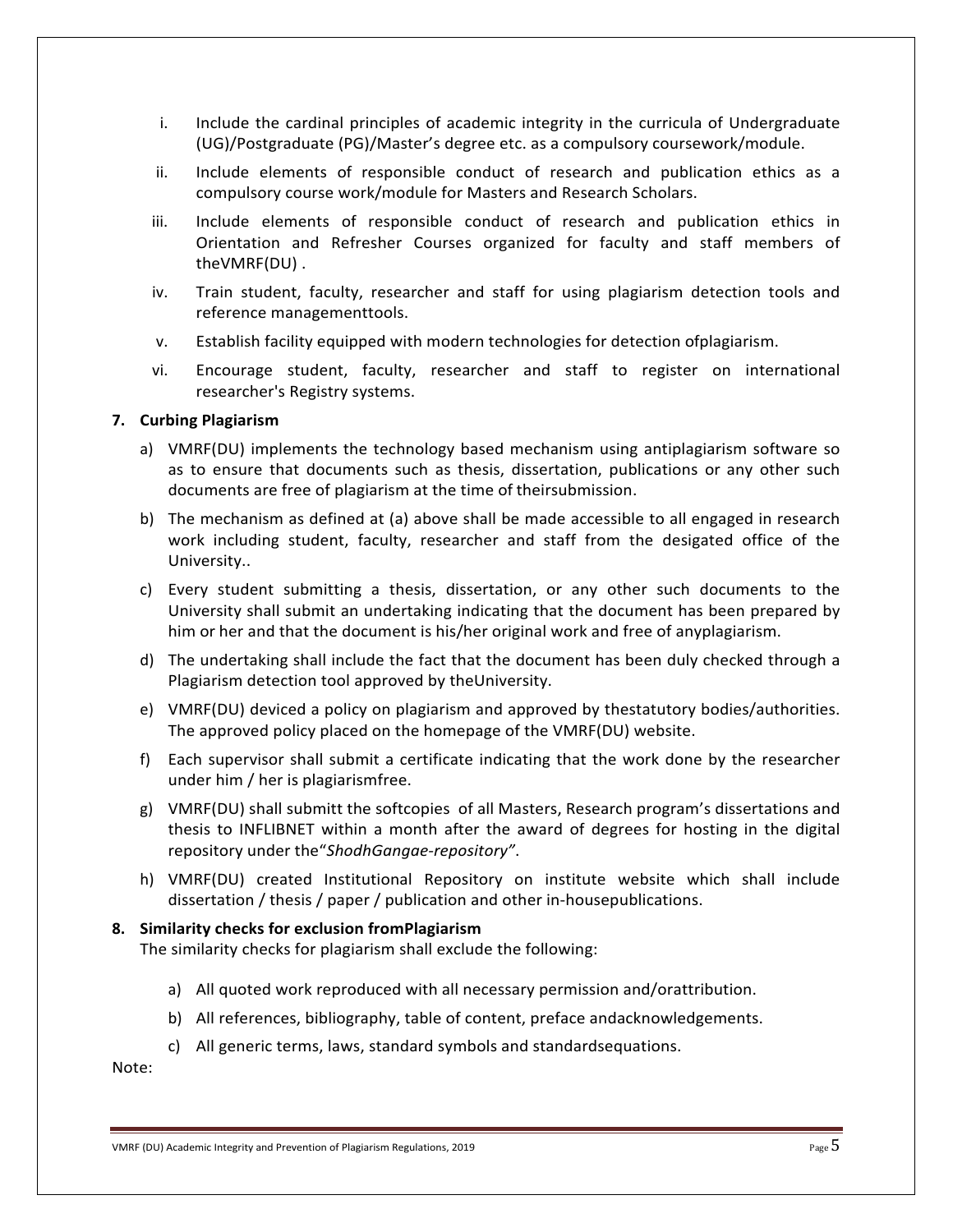i. Include the cardinal principles of academic integrity in the curricula of Undergraduate (UG)/Postgraduate (PG)/Master's degree etc. as a compulsory coursework/module.

ii. Include elements of responsible conduct of research and publication ethics as a compulsory course work/module for Masters and Research Scholars.

iii. Include elements of responsible conduct of research and publication ethics in Orientation and Refresher Courses organized for faculty and staff members of theVMRF(DU) .

iv. Train student, faculty, researcher and staff for using plagiarism detection tools and reference managementtools.

v. Establish facility equipped with modern technologies for detection ofplagiarism.

vi. Encourage student, faculty, researcher and staff to register on international researcher's Registry systems.

**7. Curbing Plagiarism**

a) VMRF(DU) implements the technology based mechanism using antiplagiarism software so as to ensure that documents such as thesis, dissertation, publications or any other such documents are free of plagiarism at the time of theirsubmission.

b) The mechanism as defined at (a) above shall be made accessible to all engaged in research work including student, faculty, researcher and staff from the desigated office of the University..

c) Every student submitting a thesis, dissertation, or any other such documents to the University shall submit an undertaking indicating that the document has been prepared by him or her and that the document is his/her original work and free of anyplagiarism.

d) The undertaking shall include the fact that the document has been duly checked through a Plagiarism detection tool approved by theUniversity.

e) VMRF(DU) deviced a policy on plagiarism and approved by thestatutory bodies/authorities. The approved policy placed on the homepage of the VMRF(DU) website.

f) Each supervisor shall submit a certificate indicating that the work done by the researcher under him / her is plagiarismfree.

g) VMRF(DU) shall submitt the softcopies of all Masters, Research program's dissertations and thesis to INFLIBNET within a month after the award of degrees for hosting in the digital repository under the"*ShodhGangae-repository"*.

h) VMRF(DU) created Institutional Repository on institute website which shall include dissertation / thesis / paper / publication and other in-housepublications.

**8. Similarity checks for exclusion fromPlagiarism**

The similarity checks for plagiarism shall exclude the following:

a) All quoted work reproduced with all necessary permission and/orattribution.

b) All references, bibliography, table of content, preface andacknowledgements.

c) All generic terms, laws, standard symbols and standardsequations.

Note: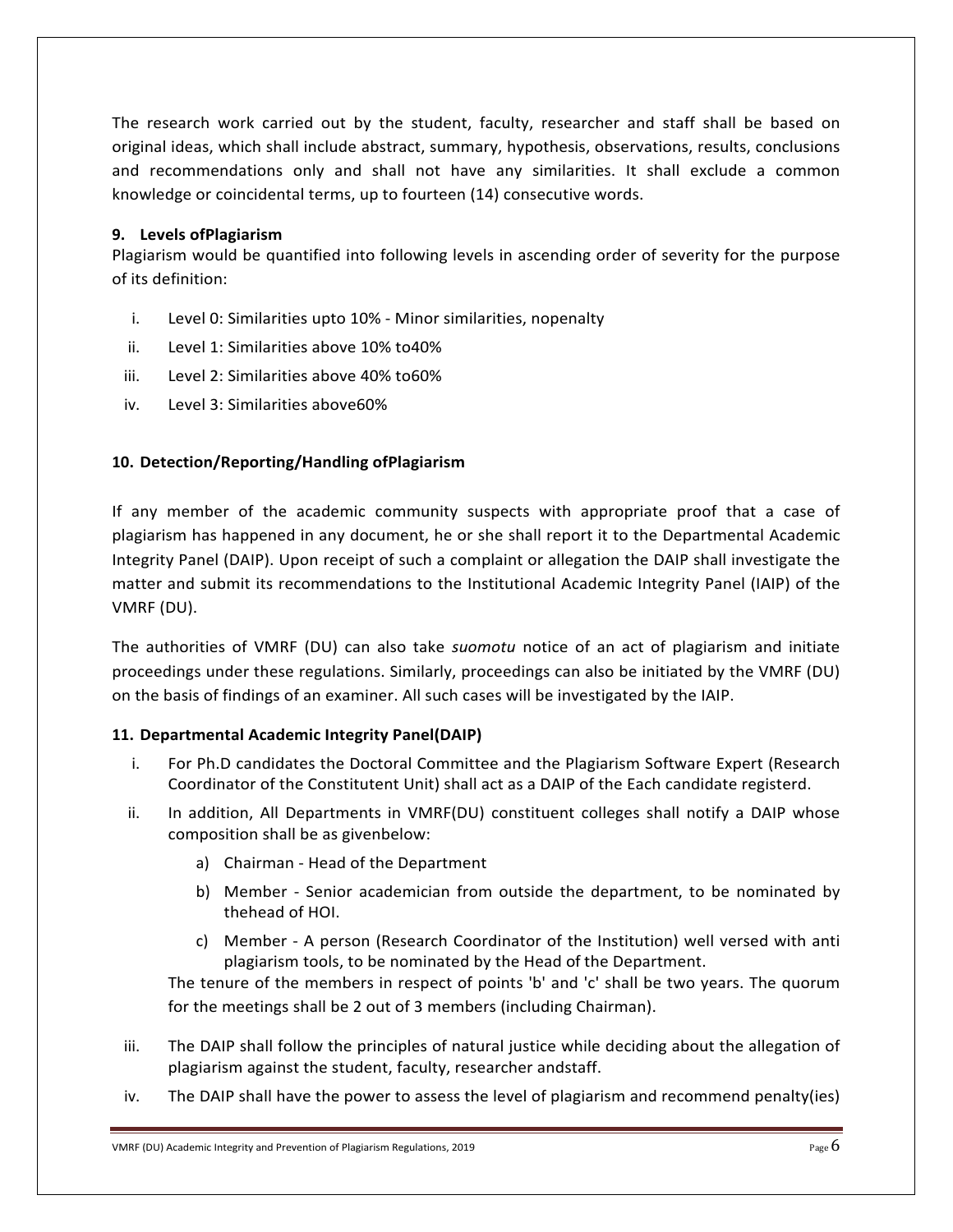The research work carried out by the student, faculty, researcher and staff shall be based on original ideas, which shall include abstract, summary, hypothesis, observations, results, conclusions and recommendations only and shall not have any similarities. It shall exclude a common knowledge or coincidental terms, up to fourteen (14) consecutive words.

### 9. Levels ofPlagiarism

Plagiarism would be quantified into following levels in ascending order of severity for the purpose of its definition:

i. Level 0: Similarities upto 10% - Minor similarities, nopenalty
ii. Level 1: Similarities above 10% to40%
iii. Level 2: Similarities above 40% to60%
iv. Level 3: Similarities above60%

### 10. Detection/Reporting/Handling ofPlagiarism

If any member of the academic community suspects with appropriate proof that a case of plagiarism has happened in any document, he or she shall report it to the Departmental Academic Integrity Panel (DAIP). Upon receipt of such a complaint or allegation the DAIP shall investigate the matter and submit its recommendations to the Institutional Academic Integrity Panel (IAIP) of the VMRF (DU).

The authorities of VMRF (DU) can also take *suomotu* notice of an act of plagiarism and initiate proceedings under these regulations. Similarly, proceedings can also be initiated by the VMRF (DU) on the basis of findings of an examiner. All such cases will be investigated by the IAIP.

### 11. Departmental Academic Integrity Panel(DAIP)

i. For Ph.D candidates the Doctoral Committee and the Plagiarism Software Expert (Research Coordinator of the Constitutent Unit) shall act as a DAIP of the Each candidate registerd.

ii. In addition, All Departments in VMRF(DU) constituent colleges shall notify a DAIP whose composition shall be as givenbelow:

   a) Chairman - Head of the Department
   b) Member - Senior academician from outside the department, to be nominated by thehead of HOI.
   c) Member - A person (Research Coordinator of the Institution) well versed with anti plagiarism tools, to be nominated by the Head of the Department.

   The tenure of the members in respect of points 'b' and 'c' shall be two years. The quorum for the meetings shall be 2 out of 3 members (including Chairman).

iii. The DAIP shall follow the principles of natural justice while deciding about the allegation of plagiarism against the student, faculty, researcher andstaff.

iv. The DAIP shall have the power to assess the level of plagiarism and recommend penalty(ies)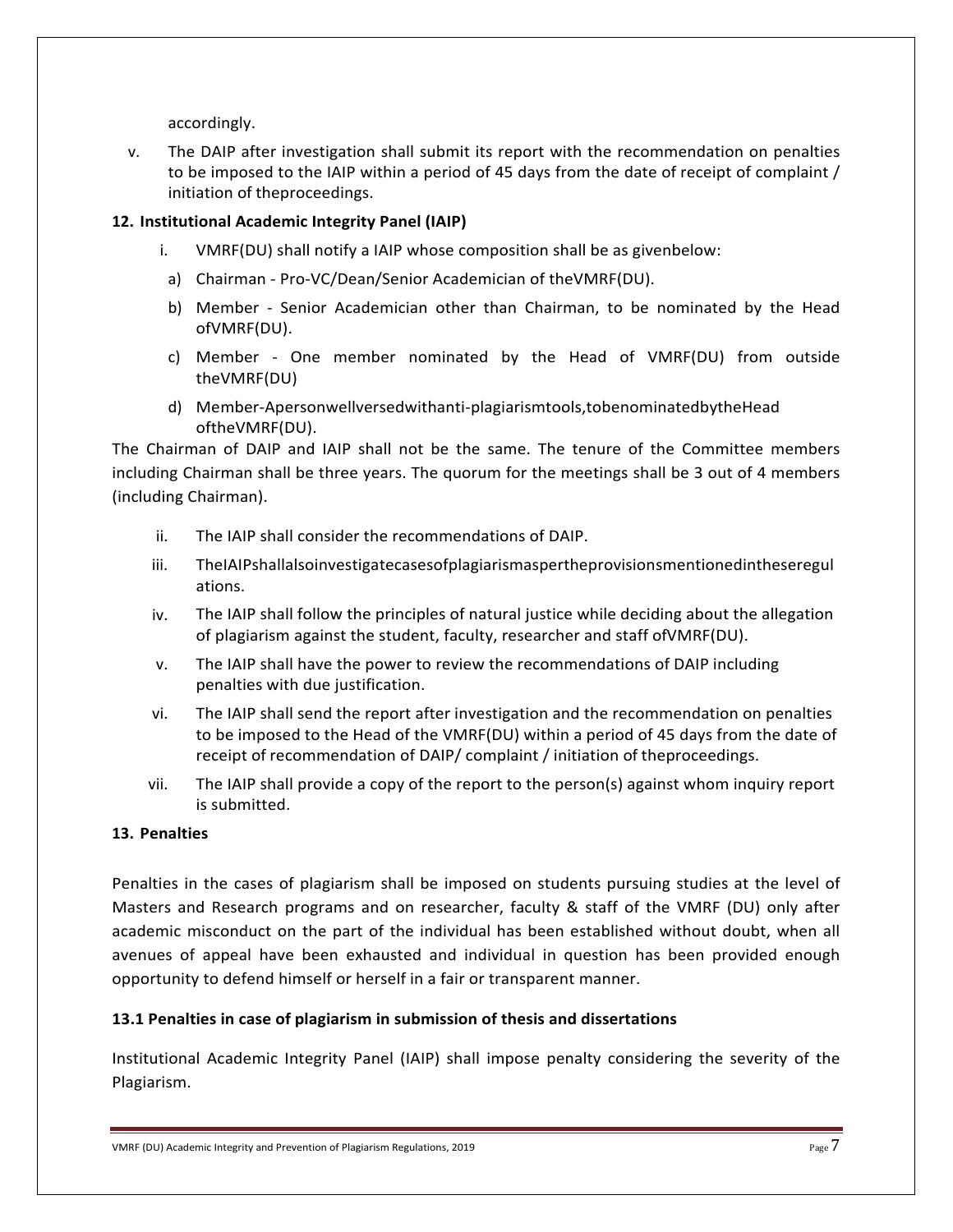accordingly.

v. The DAIP after investigation shall submit its report with the recommendation on penalties to be imposed to the IAIP within a period of 45 days from the date of receipt of complaint / initiation of theproceedings.

**12. Institutional Academic Integrity Panel (IAIP)**

i. VMRF(DU) shall notify a IAIP whose composition shall be as givenbelow:

a) Chairman - Pro-VC/Dean/Senior Academician of theVMRF(DU).

b) Member - Senior Academician other than Chairman, to be nominated by the Head ofVMRF(DU).

c) Member - One member nominated by the Head of VMRF(DU) from outside theVMRF(DU)

d) Member-Apersonwellversedwithanti-plagiarismtools,tobenominatedbytheHead oftheVMRF(DU).

The Chairman of DAIP and IAIP shall not be the same. The tenure of the Committee members including Chairman shall be three years. The quorum for the meetings shall be 3 out of 4 members (including Chairman).

ii. The IAIP shall consider the recommendations of DAIP.

iii. TheIAIPshallalsoinvestigatecasesofplagiarismasperthprovisionsmentionedintheseregulations.

iv. The IAIP shall follow the principles of natural justice while deciding about the allegation of plagiarism against the student, faculty, researcher and staff ofVMRF(DU).

v. The IAIP shall have the power to review the recommendations of DAIP including penalties with due justification.

vi. The IAIP shall send the report after investigation and the recommendation on penalties to be imposed to the Head of the VMRF(DU) within a period of 45 days from the date of receipt of recommendation of DAIP/ complaint / initiation of theproceedings.

vii. The IAIP shall provide a copy of the report to the person(s) against whom inquiry report is submitted.

**13. Penalties**

Penalties in the cases of plagiarism shall be imposed on students pursuing studies at the level of Masters and Research programs and on researcher, faculty & staff of the VMRF (DU) only after academic misconduct on the part of the individual has been established without doubt, when all avenues of appeal have been exhausted and individual in question has been provided enough opportunity to defend himself or herself in a fair or transparent manner.

**13.1 Penalties in case of plagiarism in submission of thesis and dissertations**

Institutional Academic Integrity Panel (IAIP) shall impose penalty considering the severity of the Plagiarism.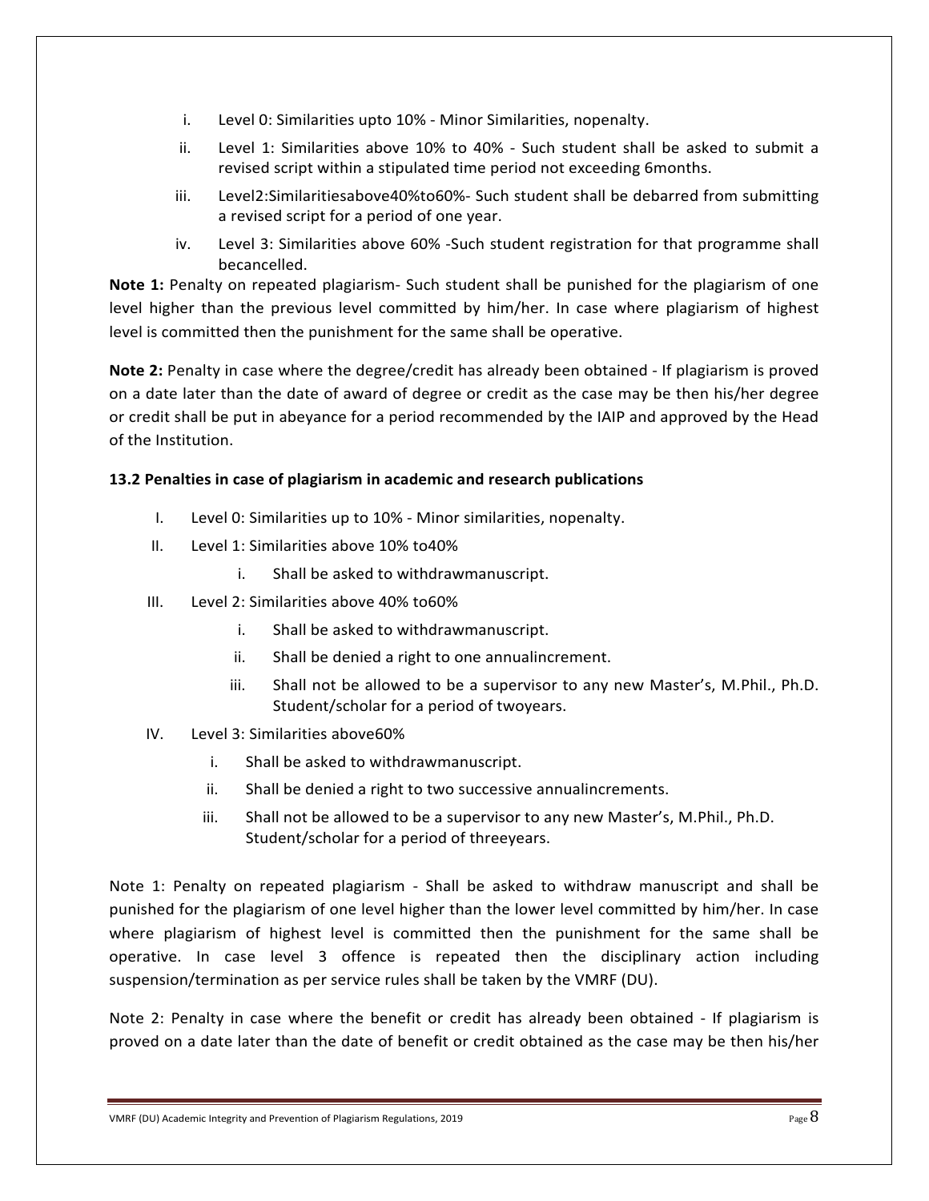i. Level 0: Similarities upto 10% - Minor Similarities, nopenalty.
ii. Level 1: Similarities above 10% to 40% - Such student shall be asked to submit a revised script within a stipulated time period not exceeding 6months.
iii. Level2:Similaritiesabove40%to60%- Such student shall be debarred from submitting a revised script for a period of one year.
iv. Level 3: Similarities above 60% -Such student registration for that programme shall becancelled.

**Note 1:** Penalty on repeated plagiarism- Such student shall be punished for the plagiarism of one level higher than the previous level committed by him/her. In case where plagiarism of highest level is committed then the punishment for the same shall be operative.

**Note 2:** Penalty in case where the degree/credit has already been obtained - If plagiarism is proved on a date later than the date of award of degree or credit as the case may be then his/her degree or credit shall be put in abeyance for a period recommended by the IAIP and approved by the Head of the Institution.

**13.2 Penalties in case of plagiarism in academic and research publications**

I. Level 0: Similarities up to 10% - Minor similarities, nopenalty.

II. Level 1: Similarities above 10% to40%
   i. Shall be asked to withdrawmanuscript.

III. Level 2: Similarities above 40% to60%
   i. Shall be asked to withdrawmanuscript.
   ii. Shall be denied a right to one annualincrement.
   iii. Shall not be allowed to be a supervisor to any new Master's, M.Phil., Ph.D. Student/scholar for a period of twoyears.

IV. Level 3: Similarities above60%
   i. Shall be asked to withdrawmanuscript.
   ii. Shall be denied a right to two successive annualincrements.
   iii. Shall not be allowed to be a supervisor to any new Master's, M.Phil., Ph.D. Student/scholar for a period of threeyears.

Note 1: Penalty on repeated plagiarism - Shall be asked to withdraw manuscript and shall be punished for the plagiarism of one level higher than the lower level committed by him/her. In case where plagiarism of highest level is committed then the punishment for the same shall be operative. In case level 3 offence is repeated then the disciplinary action including suspension/termination as per service rules shall be taken by the VMRF (DU).

Note 2: Penalty in case where the benefit or credit has already been obtained - If plagiarism is proved on a date later than the date of benefit or credit obtained as the case may be then his/her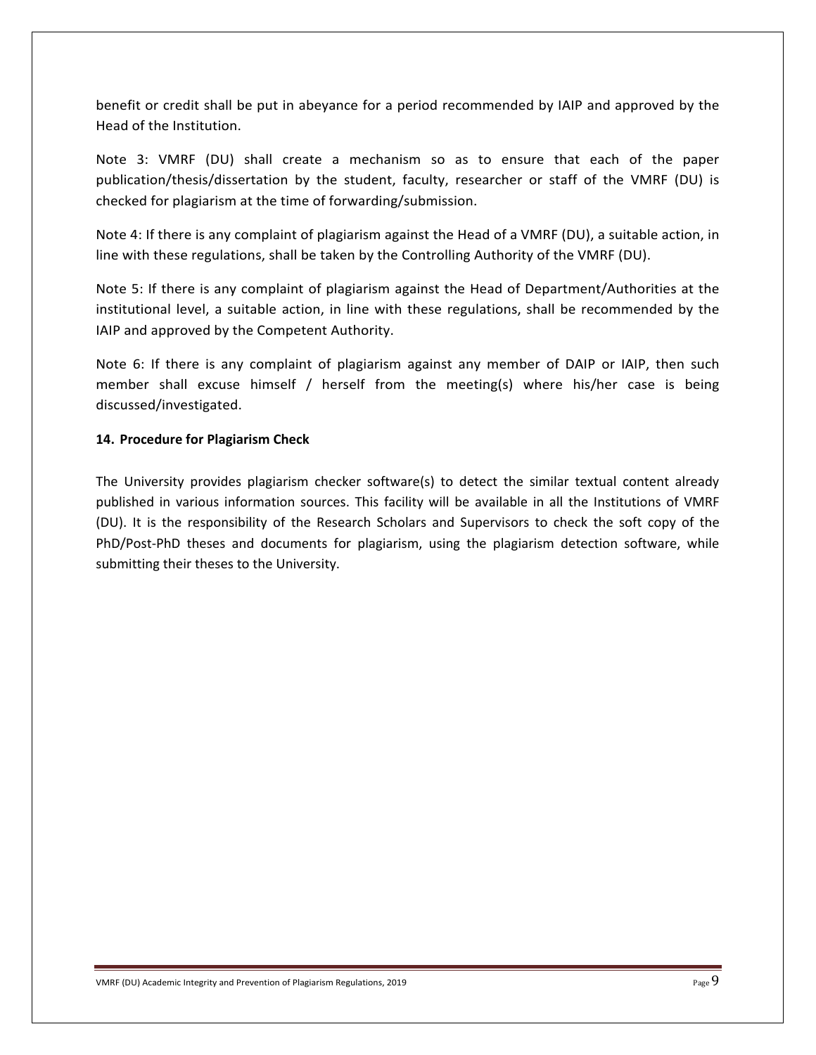benefit or credit shall be put in abeyance for a period recommended by IAIP and approved by the Head of the Institution.

Note 3: VMRF (DU) shall create a mechanism so as to ensure that each of the paper publication/thesis/dissertation by the student, faculty, researcher or staff of the VMRF (DU) is checked for plagiarism at the time of forwarding/submission.

Note 4: If there is any complaint of plagiarism against the Head of a VMRF (DU), a suitable action, in line with these regulations, shall be taken by the Controlling Authority of the VMRF (DU).

Note 5: If there is any complaint of plagiarism against the Head of Department/Authorities at the institutional level, a suitable action, in line with these regulations, shall be recommended by the IAIP and approved by the Competent Authority.

Note 6: If there is any complaint of plagiarism against any member of DAIP or IAIP, then such member shall excuse himself / herself from the meeting(s) where his/her case is being discussed/investigated.

### 14. Procedure for Plagiarism Check

The University provides plagiarism checker software(s) to detect the similar textual content already published in various information sources. This facility will be available in all the Institutions of VMRF (DU). It is the responsibility of the Research Scholars and Supervisors to check the soft copy of the PhD/Post-PhD theses and documents for plagiarism, using the plagiarism detection software, while submitting their theses to the University.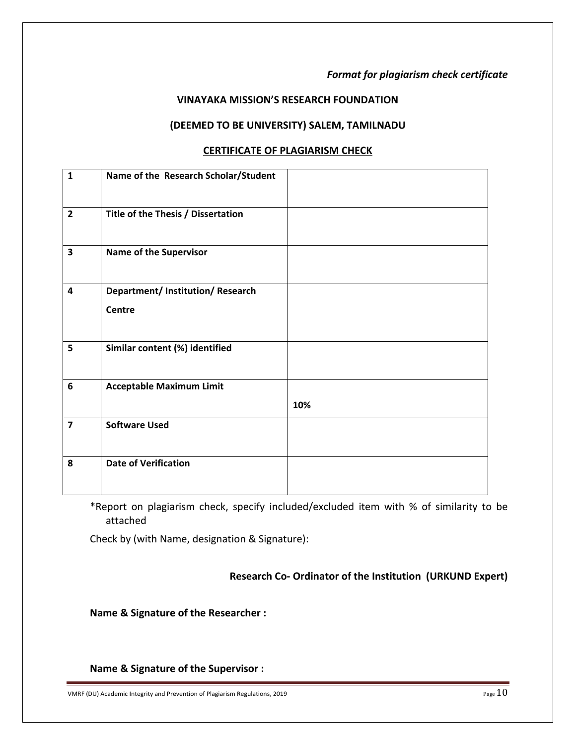*Format for plagiarism check certificate*

**VINAYAKA MISSION'S RESEARCH FOUNDATION**

**(DEEMED TO BE UNIVERSITY) SALEM, TAMILNADU**

**CERTIFICATE OF PLAGIARISM CHECK**

| | | |
|---|---|---|
| **1** | **Name of the Research Scholar/Student** | |
| **2** | **Title of the Thesis / Dissertation** | |
| **3** | **Name of the Supervisor** | |
| **4** | **Department/ Institution/ Research Centre** | |
| **5** | **Similar content (%) identified** | |
| **6** | **Acceptable Maximum Limit** | **10%** |
| **7** | **Software Used** | |
| **8** | **Date of Verification** | |

*Report on plagiarism check, specify included/excluded item with % of similarity to be attached

Check by (with Name, designation & Signature):

**Research Co- Ordinator of the Institution (URKUND Expert)**

**Name & Signature of the Researcher :**

**Name & Signature of the Supervisor :**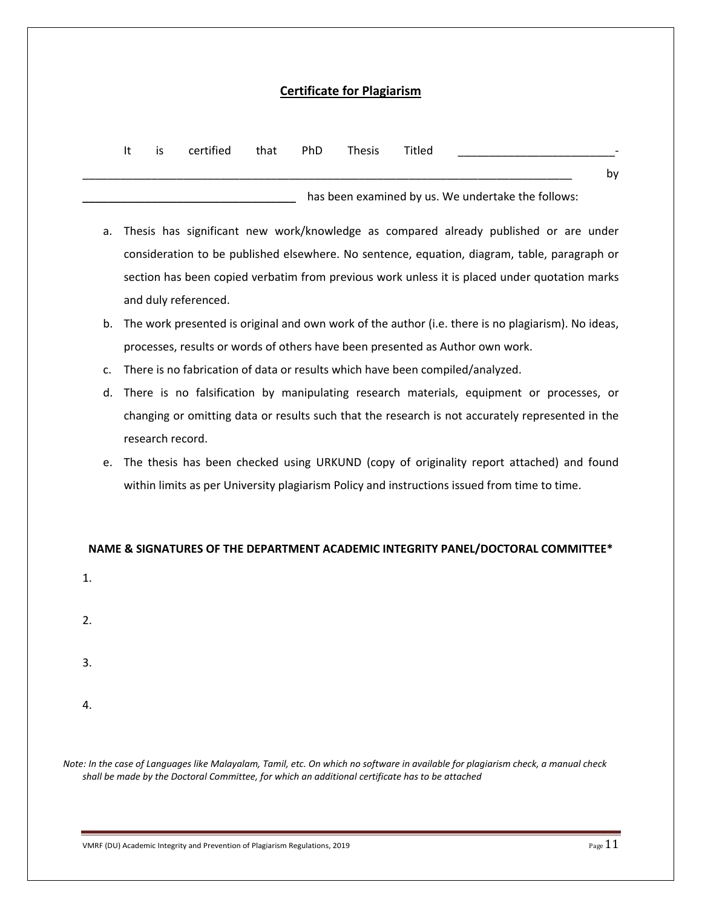## Certificate for Plagiarism

It is certified that PhD Thesis Titled _________________________-_________________________________________________________________________________ by ___________________________________ has been examined by us. We undertake the follows:

a. Thesis has significant new work/knowledge as compared already published or are under consideration to be published elsewhere. No sentence, equation, diagram, table, paragraph or section has been copied verbatim from previous work unless it is placed under quotation marks and duly referenced.
b. The work presented is original and own work of the author (i.e. there is no plagiarism). No ideas, processes, results or words of others have been presented as Author own work.
c. There is no fabrication of data or results which have been compiled/analyzed.
d. There is no falsification by manipulating research materials, equipment or processes, or changing or omitting data or results such that the research is not accurately represented in the research record.
e. The thesis has been checked using URKUND (copy of originality report attached) and found within limits as per University plagiarism Policy and instructions issued from time to time.

**NAME & SIGNATURES OF THE DEPARTMENT ACADEMIC INTEGRITY PANEL/DOCTORAL COMMITTEE***

1.

2.

3.

4.

*Note: In the case of Languages like Malayalam, Tamil, etc. On which no software in available for plagiarism check, a manual check shall be made by the Doctoral Committee, for which an additional certificate has to be attached*